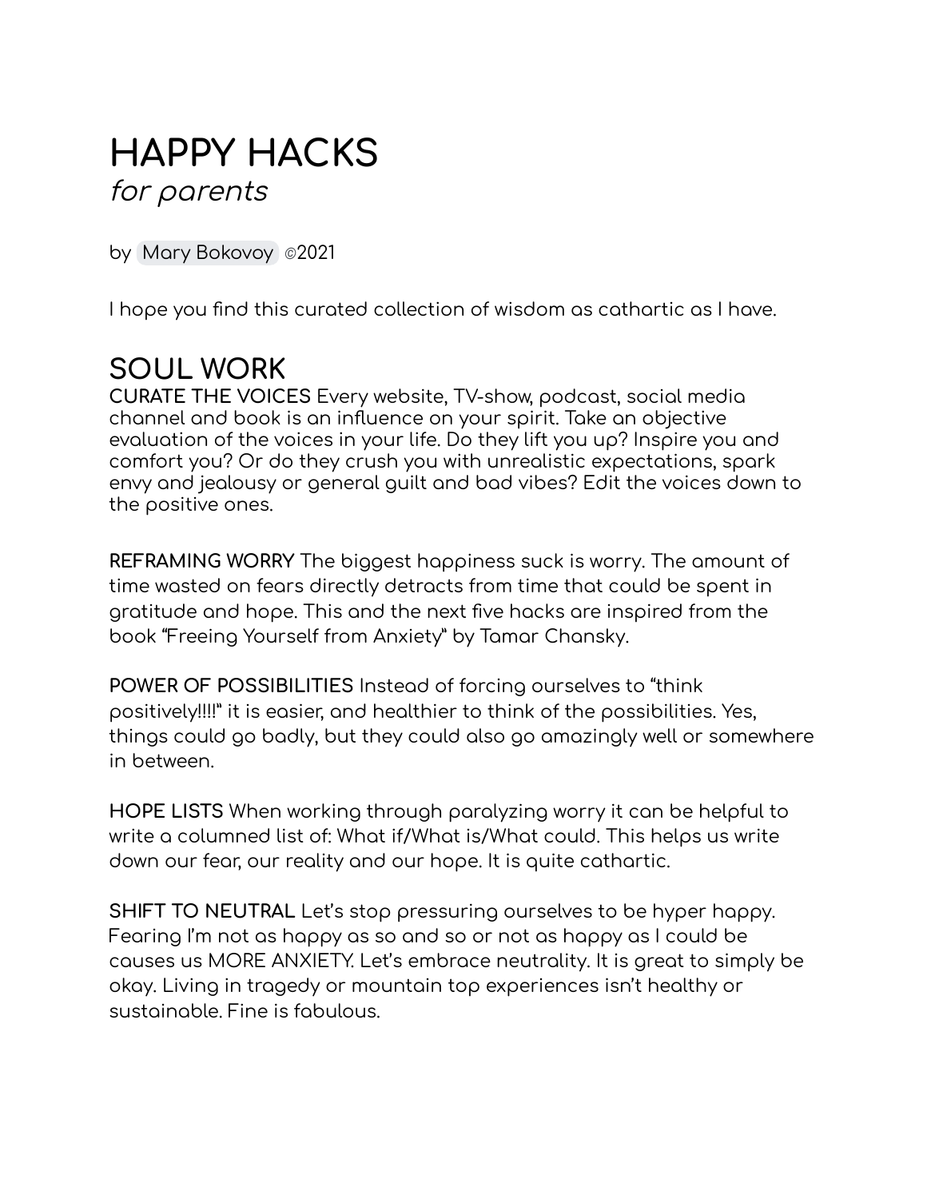# HAPPY HACKS

*for parents*

by Mary Bokovoy ©2021

I hope you find this curated collection of wisdom as cathartic as I have.

## SOUL WORK

**CURATE THE VOICES** Every website, TV-show, podcast, social media channel and book is an influence on your spirit. Take an objective evaluation of the voices in your life. Do they lift you up? Inspire you and comfort you? Or do they crush you with unrealistic expectations, spark envy and jealousy or general guilt and bad vibes? Edit the voices down to the positive ones.

**REFRAMING WORRY** The biggest happiness suck is worry. The amount of time wasted on fears directly detracts from time that could be spent in gratitude and hope. This and the next five hacks are inspired from the book "Freeing Yourself from Anxiety" by Tamar Chansky.

**POWER OF POSSIBILITIES** Instead of forcing ourselves to "think positively!!!!" it is easier, and healthier to think of the possibilities. Yes, things could go badly, but they could also go amazingly well or somewhere in between.

**HOPE LISTS** When working through paralyzing worry it can be helpful to write a columned list of: What if/What is/What could. This helps us write down our fear, our reality and our hope. It is quite cathartic.

**SHIFT TO NEUTRAL** Let's stop pressuring ourselves to be hyper happy. Fearing I'm not as happy as so and so or not as happy as I could be causes us MORE ANXIETY. Let's embrace neutrality. It is great to simply be okay. Living in tragedy or mountain top experiences isn't healthy or sustainable. Fine is fabulous.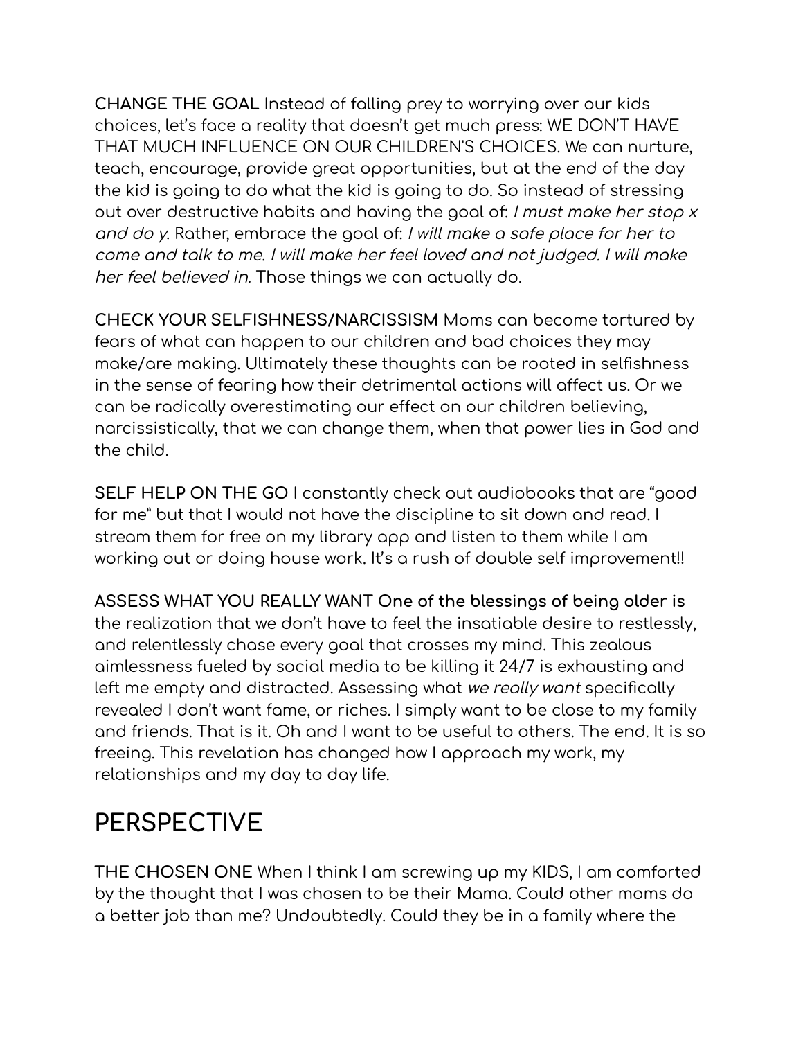**CHANGE THE GOAL** Instead of falling prey to worrying over our kids choices, let's face a reality that doesn't get much press: WE DON'T HAVE THAT MUCH INFLUENCE ON OUR CHILDREN'S CHOICES. We can nurture, teach, encourage, provide great opportunities, but at the end of the day the kid is going to do what the kid is going to do. So instead of stressing out over destructive habits and having the goal of: *I must make her stop x and do y.* Rather, embrace the goal of: *I will make a safe place for her to come and talk to me. I will make her feel loved and not judged. I will make her feel believed in.* Those things we can actually do.

**CHECK YOUR SELFISHNESS/NARCISSISM** Moms can become tortured by fears of what can happen to our children and bad choices they may make/are making. Ultimately these thoughts can be rooted in selfishness in the sense of fearing how their detrimental actions will affect us. Or we can be radically overestimating our effect on our children believing, narcissistically, that we can change them, when that power lies in God and the child.

**SELF HELP ON THE GO** I constantly check out audiobooks that are "good for me" but that I would not have the discipline to sit down and read. I stream them for free on my library app and listen to them while I am working out or doing house work. It's a rush of double self improvement!!

**ASSESS WHAT YOU REALLY WANT One of the blessings of being older is** the realization that we don't have to feel the insatiable desire to restlessly, and relentlessly chase every goal that crosses my mind. This zealous aimlessness fueled by social media to be killing it 24/7 is exhausting and left me empty and distracted. Assessing what *we really want* specifically revealed I don't want fame, or riches. I simply want to be close to my family and friends. That is it. Oh and I want to be useful to others. The end. It is so freeing. This revelation has changed how I approach my work, my relationships and my day to day life.

## PERSPECTIVE

**THE CHOSEN ONE** When I think I am screwing up my KIDS, I am comforted by the thought that I was chosen to be their Mama. Could other moms do a better job than me? Undoubtedly. Could they be in a family where the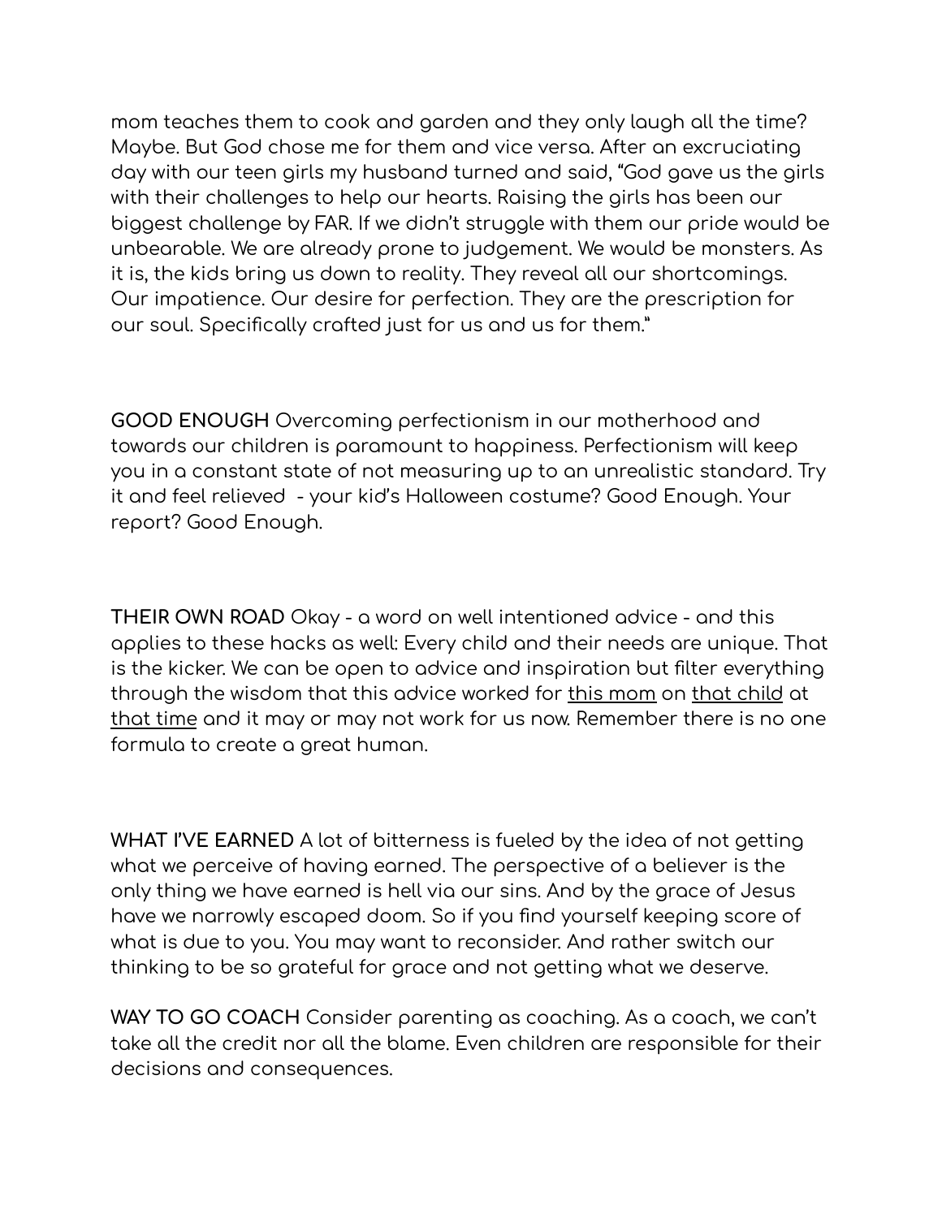mom teaches them to cook and garden and they only laugh all the time? Maybe. But God chose me for them and vice versa. After an excruciating day with our teen girls my husband turned and said, "God gave us the girls with their challenges to help our hearts. Raising the girls has been our biggest challenge by FAR. If we didn't struggle with them our pride would be unbearable. We are already prone to judgement. We would be monsters. As it is, the kids bring us down to reality. They reveal all our shortcomings. Our impatience. Our desire for perfection. They are the prescription for our soul. Specifically crafted just for us and us for them."

**GOOD ENOUGH** Overcoming perfectionism in our motherhood and towards our children is paramount to happiness. Perfectionism will keep you in a constant state of not measuring up to an unrealistic standard. Try it and feel relieved - your kid's Halloween costume? Good Enough. Your report? Good Enough.

**THEIR OWN ROAD** Okay - a word on well intentioned advice - and this applies to these hacks as well: Every child and their needs are unique. That is the kicker. We can be open to advice and inspiration but filter everything through the wisdom that this advice worked for <u>this mom</u> on <u>that child</u> at <u>that time</u> and it may or may not work for us now. Remember there is no one formula to create a great human.

**WHAT I'VE EARNED** A lot of bitterness is fueled by the idea of not getting what we perceive of having earned. The perspective of a believer is the only thing we have earned is hell via our sins. And by the grace of Jesus have we narrowly escaped doom. So if you find yourself keeping score of what is due to you. You may want to reconsider. And rather switch our thinking to be so grateful for grace and not getting what we deserve.

**WAY TO GO COACH** Consider parenting as coaching. As a coach, we can't take all the credit nor all the blame. Even children are responsible for their decisions and consequences.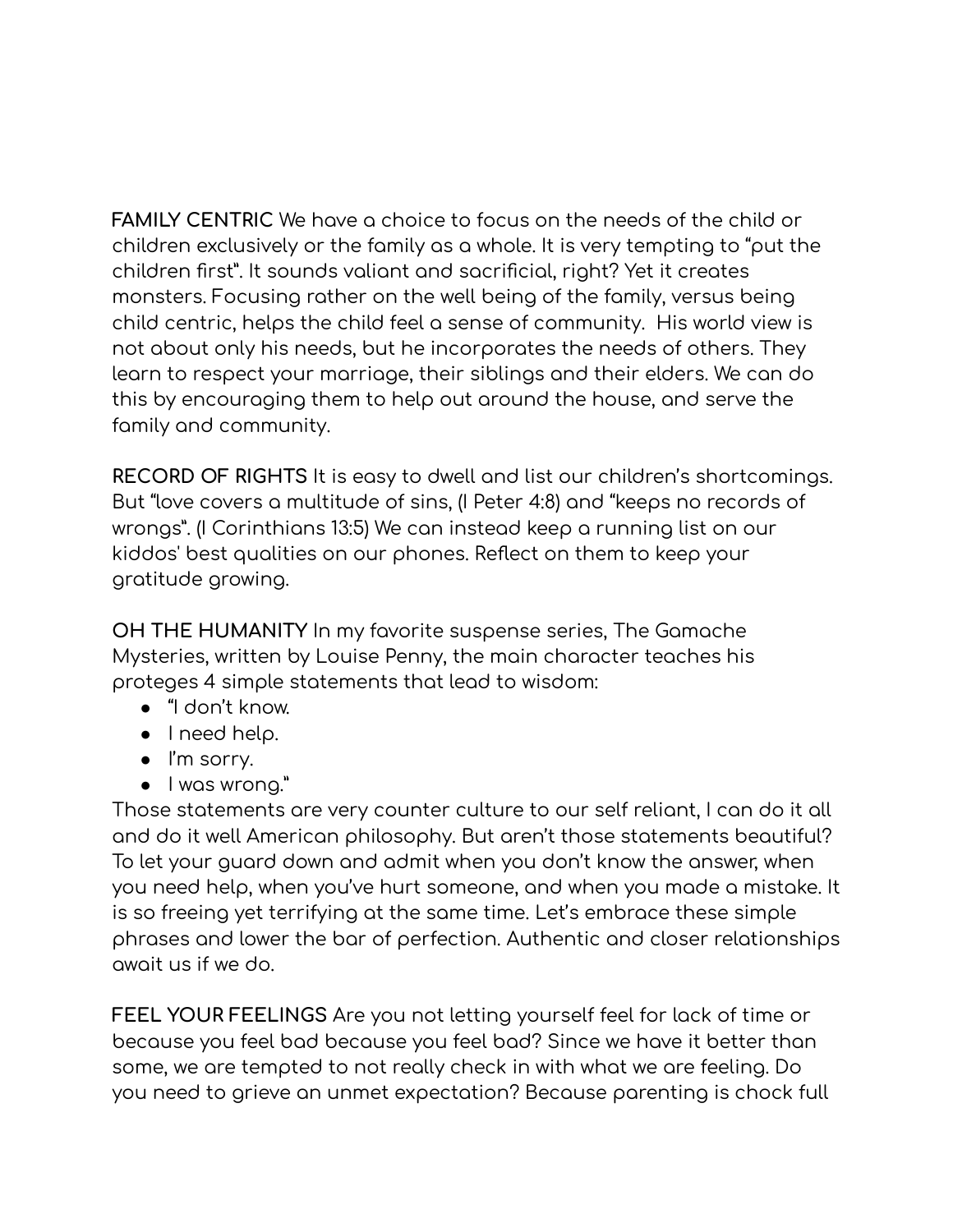**FAMILY CENTRIC** We have a choice to focus on the needs of the child or children exclusively or the family as a whole. It is very tempting to "put the children first". It sounds valiant and sacrificial, right? Yet it creates monsters. Focusing rather on the well being of the family, versus being child centric, helps the child feel a sense of community. His world view is not about only his needs, but he incorporates the needs of others. They learn to respect your marriage, their siblings and their elders. We can do this by encouraging them to help out around the house, and serve the family and community.

**RECORD OF RIGHTS** It is easy to dwell and list our children's shortcomings. But "love covers a multitude of sins, (I Peter 4:8) and "keeps no records of wrongs". (I Corinthians 13:5) We can instead keep a running list on our kiddos' best qualities on our phones. Reflect on them to keep your gratitude growing.

**OH THE HUMANITY** In my favorite suspense series, The Gamache Mysteries, written by Louise Penny, the main character teaches his proteges 4 simple statements that lead to wisdom:

- "I don't know.
- I need help.
- I'm sorry.
- I was wrong."

Those statements are very counter culture to our self reliant, I can do it all and do it well American philosophy. But aren't those statements beautiful? To let your guard down and admit when you don't know the answer, when you need help, when you've hurt someone, and when you made a mistake. It is so freeing yet terrifying at the same time. Let's embrace these simple phrases and lower the bar of perfection. Authentic and closer relationships await us if we do.

**FEEL YOUR FEELINGS** Are you not letting yourself feel for lack of time or because you feel bad because you feel bad? Since we have it better than some, we are tempted to not really check in with what we are feeling. Do you need to grieve an unmet expectation? Because parenting is chock full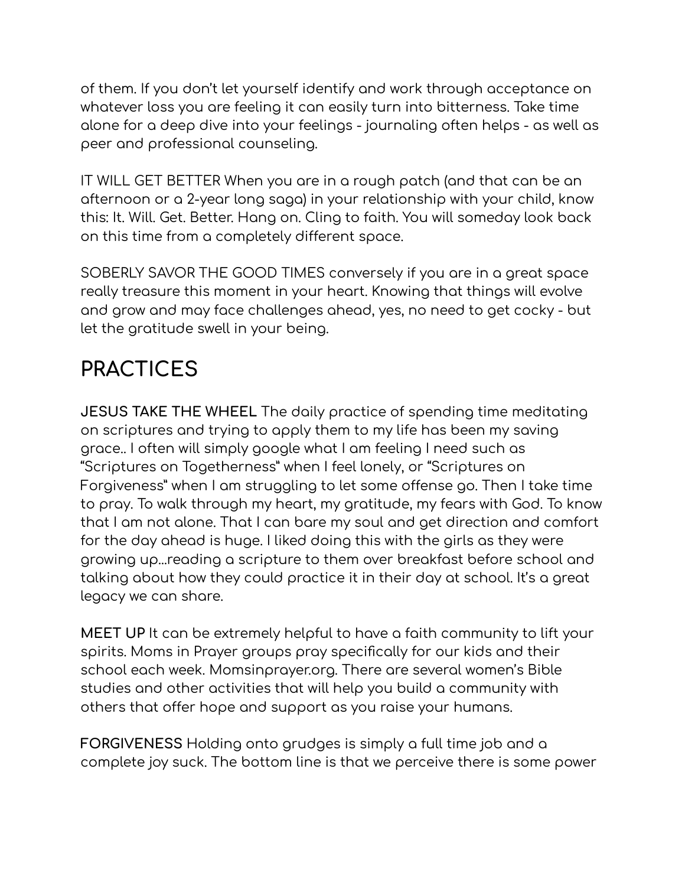of them. If you don't let yourself identify and work through acceptance on whatever loss you are feeling it can easily turn into bitterness. Take time alone for a deep dive into your feelings - journaling often helps - as well as peer and professional counseling.

IT WILL GET BETTER When you are in a rough patch (and that can be an afternoon or a 2-year long saga) in your relationship with your child, know this: It. Will. Get. Better. Hang on. Cling to faith. You will someday look back on this time from a completely different space.

SOBERLY SAVOR THE GOOD TIMES conversely if you are in a great space really treasure this moment in your heart. Knowing that things will evolve and grow and may face challenges ahead, yes, no need to get cocky - but let the gratitude swell in your being.

## PRACTICES

**JESUS TAKE THE WHEEL** The daily practice of spending time meditating on scriptures and trying to apply them to my life has been my saving grace.. I often will simply google what I am feeling I need such as "Scriptures on Togetherness" when I feel lonely, or "Scriptures on Forgiveness" when I am struggling to let some offense go. Then I take time to pray. To walk through my heart, my gratitude, my fears with God. To know that I am not alone. That I can bare my soul and get direction and comfort for the day ahead is huge. I liked doing this with the girls as they were growing up…reading a scripture to them over breakfast before school and talking about how they could practice it in their day at school. It's a great legacy we can share.

**MEET UP** It can be extremely helpful to have a faith community to lift your spirits. Moms in Prayer groups pray specifically for our kids and their school each week. Momsinprayer.org. There are several women's Bible studies and other activities that will help you build a community with others that offer hope and support as you raise your humans.

**FORGIVENESS** Holding onto grudges is simply a full time job and a complete joy suck. The bottom line is that we perceive there is some power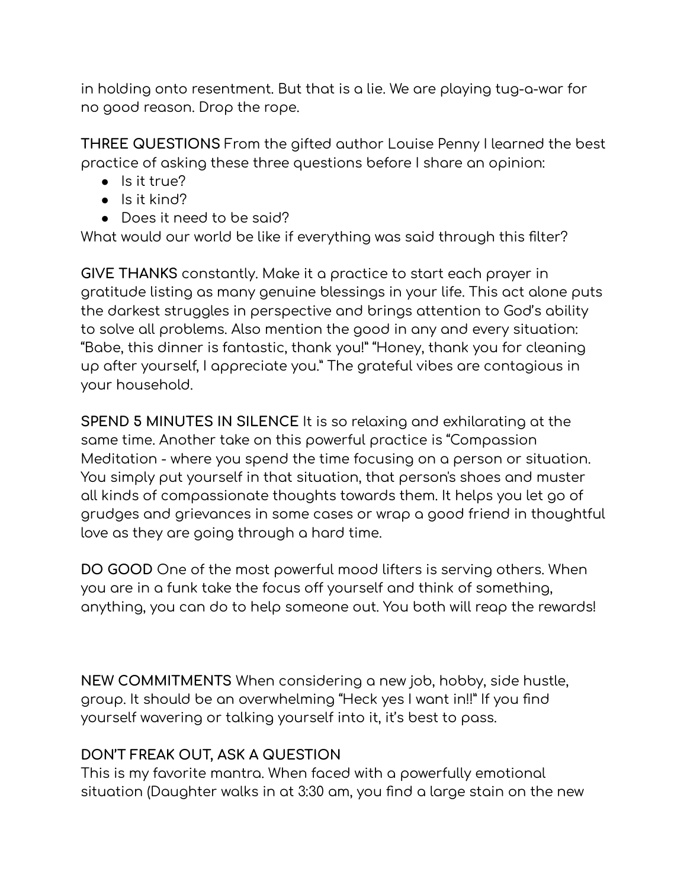in holding onto resentment. But that is a lie. We are playing tug-a-war for no good reason. Drop the rope.

**THREE QUESTIONS** From the gifted author Louise Penny I learned the best practice of asking these three questions before I share an opinion:

- Is it true?
- Is it kind?
- Does it need to be said?

What would our world be like if everything was said through this filter?

**GIVE THANKS** constantly. Make it a practice to start each prayer in gratitude listing as many genuine blessings in your life. This act alone puts the darkest struggles in perspective and brings attention to God's ability to solve all problems. Also mention the good in any and every situation: "Babe, this dinner is fantastic, thank you!" "Honey, thank you for cleaning up after yourself, I appreciate you." The grateful vibes are contagious in your household.

**SPEND 5 MINUTES IN SILENCE** It is so relaxing and exhilarating at the same time. Another take on this powerful practice is "Compassion Meditation - where you spend the time focusing on a person or situation. You simply put yourself in that situation, that person's shoes and muster all kinds of compassionate thoughts towards them. It helps you let go of grudges and grievances in some cases or wrap a good friend in thoughtful love as they are going through a hard time.

**DO GOOD** One of the most powerful mood lifters is serving others. When you are in a funk take the focus off yourself and think of something, anything, you can do to help someone out. You both will reap the rewards!

**NEW COMMITMENTS** When considering a new job, hobby, side hustle, group. It should be an overwhelming "Heck yes I want in!!" If you find yourself wavering or talking yourself into it, it's best to pass.

**DON'T FREAK OUT, ASK A QUESTION**

This is my favorite mantra. When faced with a powerfully emotional situation (Daughter walks in at 3:30 am, you find a large stain on the new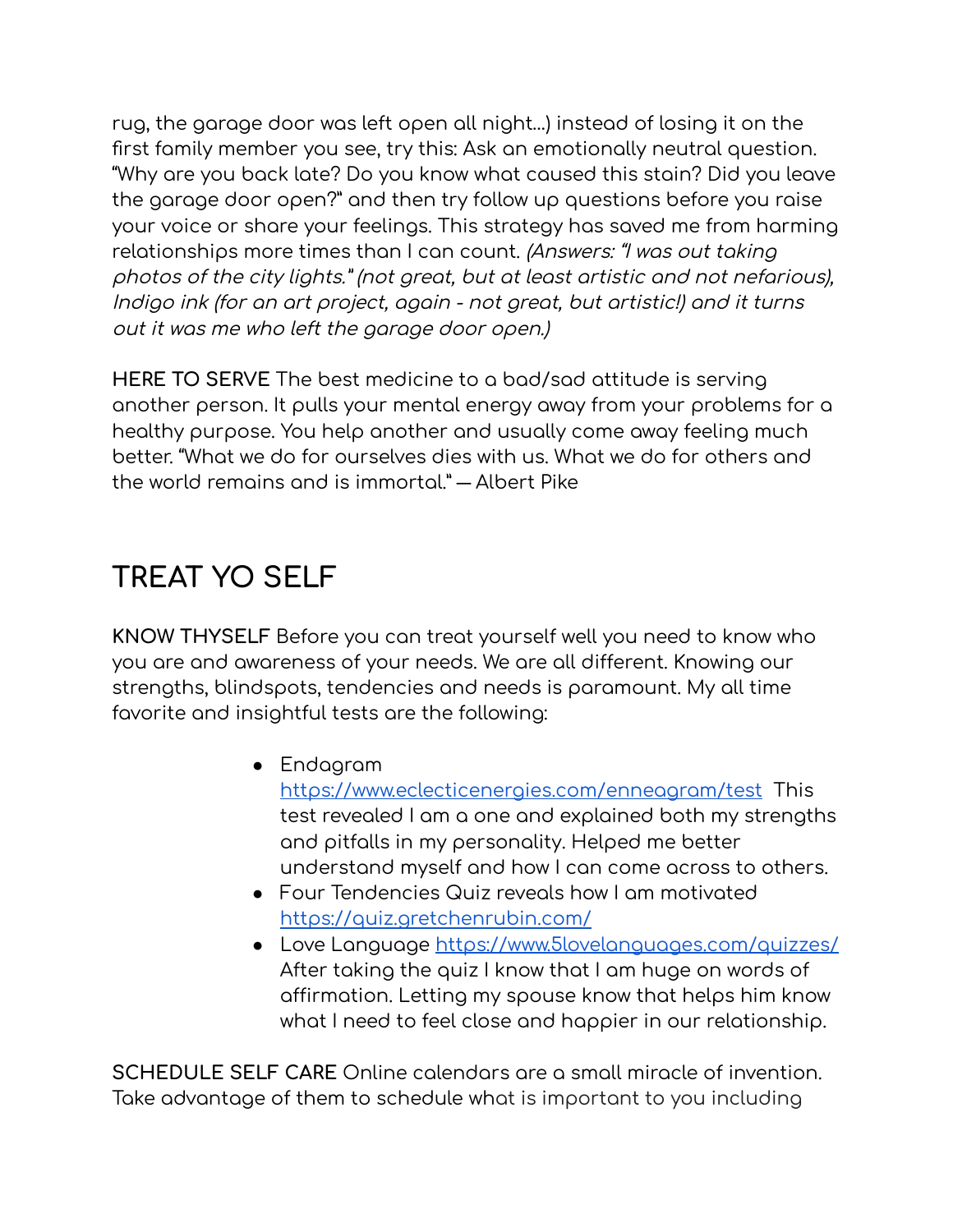rug, the garage door was left open all night...) instead of losing it on the first family member you see, try this: Ask an emotionally neutral question. "Why are you back late? Do you know what caused this stain? Did you leave the garage door open?" and then try follow up questions before you raise your voice or share your feelings. This strategy has saved me from harming relationships more times than I can count. *(Answers: "I was out taking photos of the city lights." (not great, but at least artistic and not nefarious), Indigo ink (for an art project, again - not great, but artistic!) and it turns out it was me who left the garage door open.)*

**HERE TO SERVE** The best medicine to a bad/sad attitude is serving another person. It pulls your mental energy away from your problems for a healthy purpose. You help another and usually come away feeling much better. "What we do for ourselves dies with us. What we do for others and the world remains and is immortal." — Albert Pike

# TREAT YO SELF

**KNOW THYSELF** Before you can treat yourself well you need to know who you are and awareness of your needs. We are all different. Knowing our strengths, blindspots, tendencies and needs is paramount. My all time favorite and insightful tests are the following:

- Endagram [https://www.eclecticenergies.com/enneagram/test](https://www.eclecticenergies.com/enneagram/test) This test revealed I am a one and explained both my strengths and pitfalls in my personality. Helped me better understand myself and how I can come across to others.
- Four Tendencies Quiz reveals how I am motivated [https://quiz.gretchenrubin.com/](https://quiz.gretchenrubin.com/)
- Love Language [https://www.5lovelanguages.com/quizzes/](https://www.5lovelanguages.com/quizzes/) After taking the quiz I know that I am huge on words of affirmation. Letting my spouse know that helps him know what I need to feel close and happier in our relationship.

**SCHEDULE SELF CARE** Online calendars are a small miracle of invention. Take advantage of them to schedule what is important to you including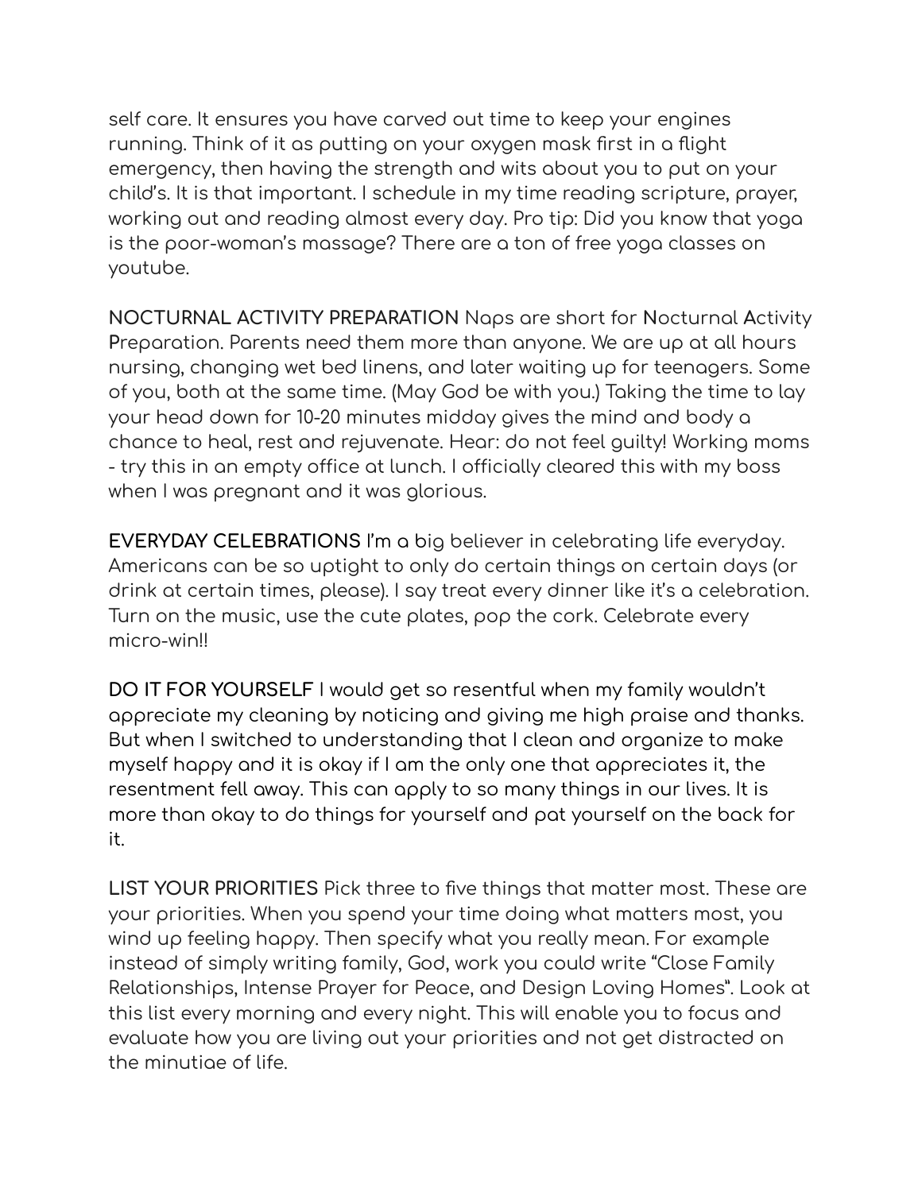self care. It ensures you have carved out time to keep your engines running. Think of it as putting on your oxygen mask first in a flight emergency, then having the strength and wits about you to put on your child's. It is that important. I schedule in my time reading scripture, prayer, working out and reading almost every day. Pro tip: Did you know that yoga is the poor-woman's massage? There are a ton of free yoga classes on youtube.

**NOCTURNAL ACTIVITY PREPARATION** Naps are short for **N**octurnal **A**ctivity **P**reparation. Parents need them more than anyone. We are up at all hours nursing, changing wet bed linens, and later waiting up for teenagers. Some of you, both at the same time. (May God be with you.) Taking the time to lay your head down for 10-20 minutes midday gives the mind and body a chance to heal, rest and rejuvenate. Hear: do not feel guilty! Working moms - try this in an empty office at lunch. I officially cleared this with my boss when I was pregnant and it was glorious.

**EVERYDAY CELEBRATIONS** I'm a big believer in celebrating life everyday. Americans can be so uptight to only do certain things on certain days (or drink at certain times, please). I say treat every dinner like it's a celebration. Turn on the music, use the cute plates, pop the cork. Celebrate every micro-win!!

**DO IT FOR YOURSELF** I would get so resentful when my family wouldn't appreciate my cleaning by noticing and giving me high praise and thanks. But when I switched to understanding that I clean and organize to make myself happy and it is okay if I am the only one that appreciates it, the resentment fell away. This can apply to so many things in our lives. It is more than okay to do things for yourself and pat yourself on the back for it.

**LIST YOUR PRIORITIES** Pick three to five things that matter most. These are your priorities. When you spend your time doing what matters most, you wind up feeling happy. Then specify what you really mean. For example instead of simply writing family, God, work you could write "Close Family Relationships, Intense Prayer for Peace, and Design Loving Homes". Look at this list every morning and every night. This will enable you to focus and evaluate how you are living out your priorities and not get distracted on the minutiae of life.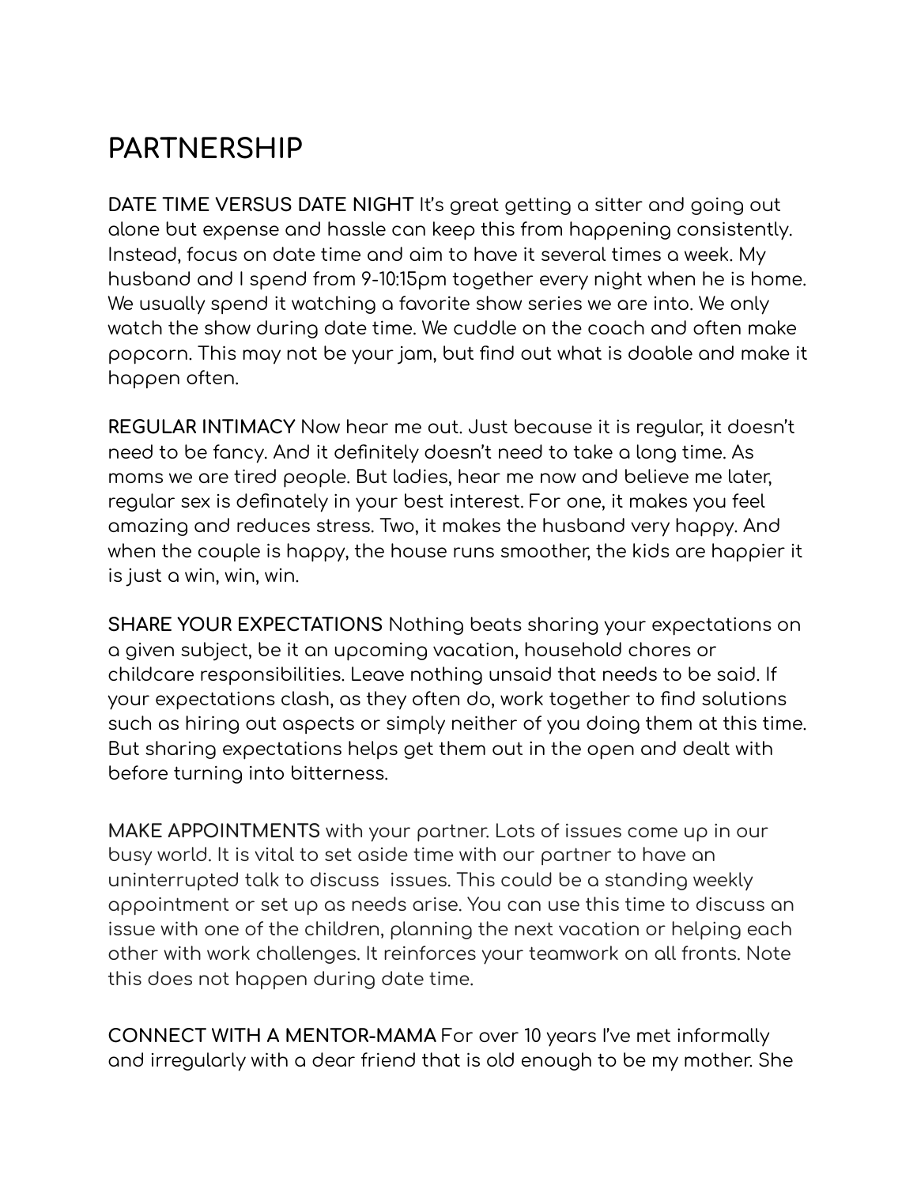# PARTNERSHIP

**DATE TIME VERSUS DATE NIGHT** It's great getting a sitter and going out alone but expense and hassle can keep this from happening consistently. Instead, focus on date time and aim to have it several times a week. My husband and I spend from 9-10:15pm together every night when he is home. We usually spend it watching a favorite show series we are into. We only watch the show during date time. We cuddle on the coach and often make popcorn. This may not be your jam, but find out what is doable and make it happen often.

**REGULAR INTIMACY** Now hear me out. Just because it is regular, it doesn't need to be fancy. And it definitely doesn't need to take a long time. As moms we are tired people. But ladies, hear me now and believe me later, regular sex is definately in your best interest. For one, it makes you feel amazing and reduces stress. Two, it makes the husband very happy. And when the couple is happy, the house runs smoother, the kids are happier it is just a win, win, win.

**SHARE YOUR EXPECTATIONS** Nothing beats sharing your expectations on a given subject, be it an upcoming vacation, household chores or childcare responsibilities. Leave nothing unsaid that needs to be said. If your expectations clash, as they often do, work together to find solutions such as hiring out aspects or simply neither of you doing them at this time. But sharing expectations helps get them out in the open and dealt with before turning into bitterness.

**MAKE APPOINTMENTS** with your partner. Lots of issues come up in our busy world. It is vital to set aside time with our partner to have an uninterrupted talk to discuss issues. This could be a standing weekly appointment or set up as needs arise. You can use this time to discuss an issue with one of the children, planning the next vacation or helping each other with work challenges. It reinforces your teamwork on all fronts. Note this does not happen during date time.

**CONNECT WITH A MENTOR-MAMA** For over 10 years I've met informally and irregularly with a dear friend that is old enough to be my mother. She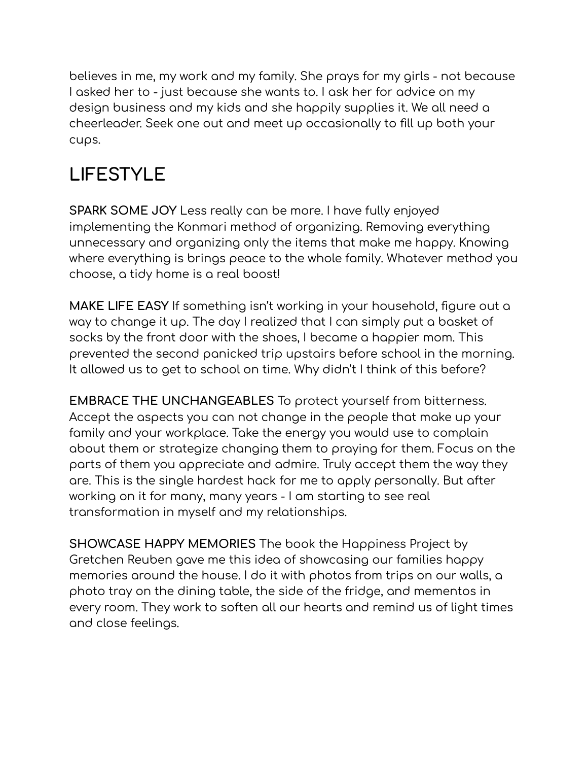believes in me, my work and my family. She prays for my girls - not because I asked her to - just because she wants to. I ask her for advice on my design business and my kids and she happily supplies it. We all need a cheerleader. Seek one out and meet up occasionally to fill up both your cups.

## LIFESTYLE

**SPARK SOME JOY** Less really can be more. I have fully enjoyed implementing the Konmari method of organizing. Removing everything unnecessary and organizing only the items that make me happy. Knowing where everything is brings peace to the whole family. Whatever method you choose, a tidy home is a real boost!

**MAKE LIFE EASY** If something isn't working in your household, figure out a way to change it up. The day I realized that I can simply put a basket of socks by the front door with the shoes, I became a happier mom. This prevented the second panicked trip upstairs before school in the morning. It allowed us to get to school on time. Why didn't I think of this before?

**EMBRACE THE UNCHANGEABLES** To protect yourself from bitterness. Accept the aspects you can not change in the people that make up your family and your workplace. Take the energy you would use to complain about them or strategize changing them to praying for them. Focus on the parts of them you appreciate and admire. Truly accept them the way they are. This is the single hardest hack for me to apply personally. But after working on it for many, many years - I am starting to see real transformation in myself and my relationships.

**SHOWCASE HAPPY MEMORIES** The book the Happiness Project by Gretchen Reuben gave me this idea of showcasing our families happy memories around the house. I do it with photos from trips on our walls, a photo tray on the dining table, the side of the fridge, and mementos in every room. They work to soften all our hearts and remind us of light times and close feelings.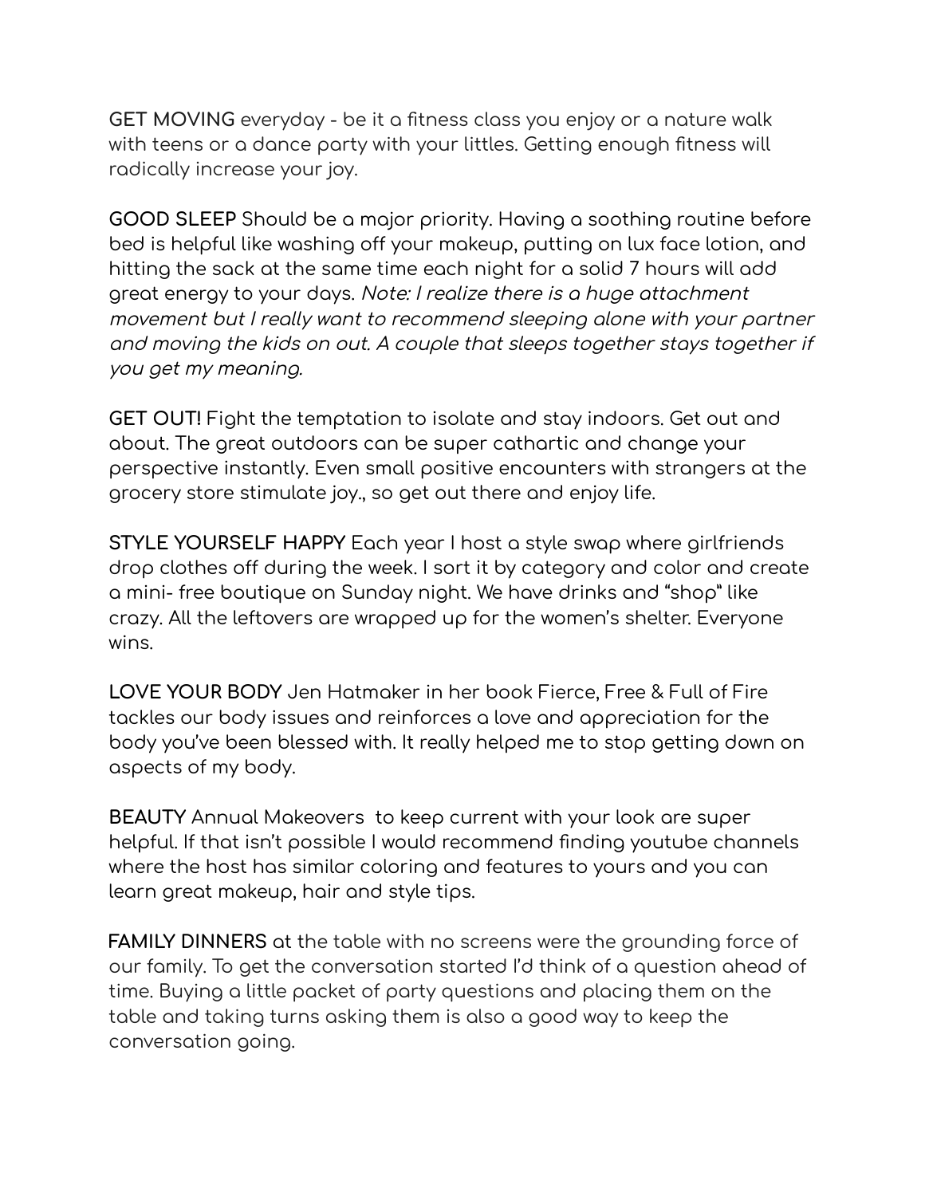**GET MOVING** everyday - be it a fitness class you enjoy or a nature walk with teens or a dance party with your littles. Getting enough fitness will radically increase your joy.

**GOOD SLEEP** Should be a major priority. Having a soothing routine before bed is helpful like washing off your makeup, putting on lux face lotion, and hitting the sack at the same time each night for a solid 7 hours will add great energy to your days. *Note: I realize there is a huge attachment movement but I really want to recommend sleeping alone with your partner and moving the kids on out. A couple that sleeps together stays together if you get my meaning.*

**GET OUT!** Fight the temptation to isolate and stay indoors. Get out and about. The great outdoors can be super cathartic and change your perspective instantly. Even small positive encounters with strangers at the grocery store stimulate joy., so get out there and enjoy life.

**STYLE YOURSELF HAPPY** Each year I host a style swap where girlfriends drop clothes off during the week. I sort it by category and color and create a mini- free boutique on Sunday night. We have drinks and "shop" like crazy. All the leftovers are wrapped up for the women's shelter. Everyone wins.

**LOVE YOUR BODY** Jen Hatmaker in her book Fierce, Free & Full of Fire tackles our body issues and reinforces a love and appreciation for the body you've been blessed with. It really helped me to stop getting down on aspects of my body.

**BEAUTY** Annual Makeovers to keep current with your look are super helpful. If that isn't possible I would recommend finding youtube channels where the host has similar coloring and features to yours and you can learn great makeup, hair and style tips.

**FAMILY DINNERS** at the table with no screens were the grounding force of our family. To get the conversation started I'd think of a question ahead of time. Buying a little packet of party questions and placing them on the table and taking turns asking them is also a good way to keep the conversation going.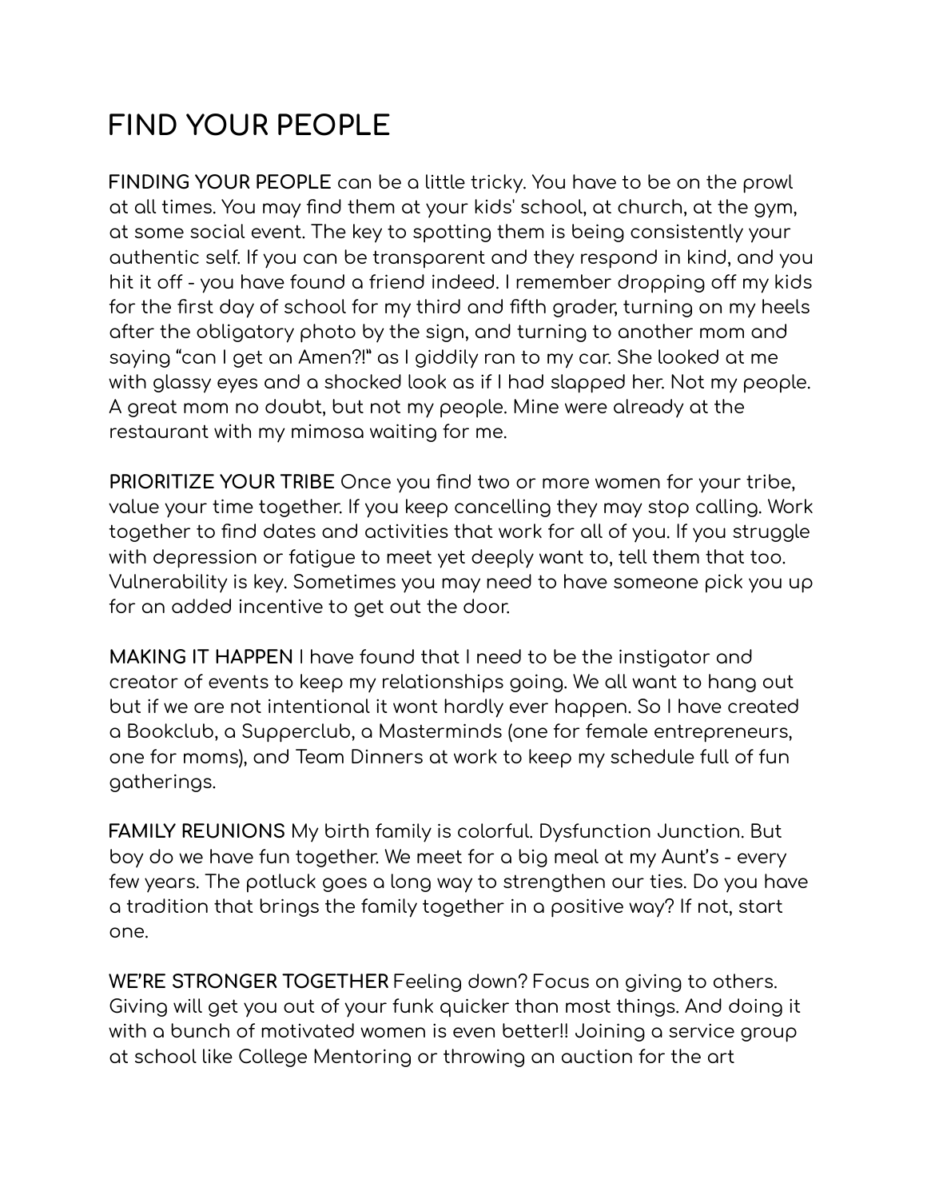# FIND YOUR PEOPLE

**FINDING YOUR PEOPLE** can be a little tricky. You have to be on the prowl at all times. You may find them at your kids' school, at church, at the gym, at some social event. The key to spotting them is being consistently your authentic self. If you can be transparent and they respond in kind, and you hit it off - you have found a friend indeed. I remember dropping off my kids for the first day of school for my third and fifth grader, turning on my heels after the obligatory photo by the sign, and turning to another mom and saying "can I get an Amen?!" as I giddily ran to my car. She looked at me with glassy eyes and a shocked look as if I had slapped her. Not my people. A great mom no doubt, but not my people. Mine were already at the restaurant with my mimosa waiting for me.

**PRIORITIZE YOUR TRIBE** Once you find two or more women for your tribe, value your time together. If you keep cancelling they may stop calling. Work together to find dates and activities that work for all of you. If you struggle with depression or fatigue to meet yet deeply want to, tell them that too. Vulnerability is key. Sometimes you may need to have someone pick you up for an added incentive to get out the door.

**MAKING IT HAPPEN** I have found that I need to be the instigator and creator of events to keep my relationships going. We all want to hang out but if we are not intentional it wont hardly ever happen. So I have created a Bookclub, a Supperclub, a Masterminds (one for female entrepreneurs, one for moms), and Team Dinners at work to keep my schedule full of fun gatherings.

**FAMILY REUNIONS** My birth family is colorful. Dysfunction Junction. But boy do we have fun together. We meet for a big meal at my Aunt's - every few years. The potluck goes a long way to strengthen our ties. Do you have a tradition that brings the family together in a positive way? If not, start one.

**WE'RE STRONGER TOGETHER** Feeling down? Focus on giving to others. Giving will get you out of your funk quicker than most things. And doing it with a bunch of motivated women is even better!! Joining a service group at school like College Mentoring or throwing an auction for the art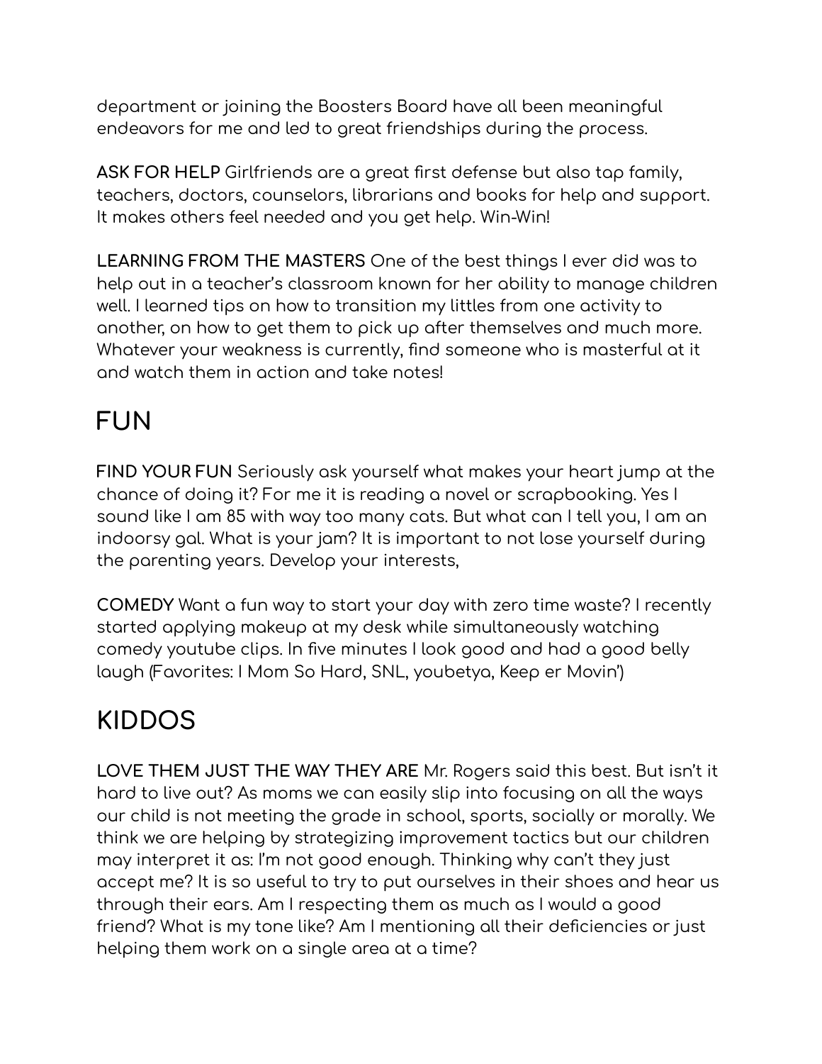department or joining the Boosters Board have all been meaningful endeavors for me and led to great friendships during the process.

**ASK FOR HELP** Girlfriends are a great first defense but also tap family, teachers, doctors, counselors, librarians and books for help and support. It makes others feel needed and you get help. Win-Win!

**LEARNING FROM THE MASTERS** One of the best things I ever did was to help out in a teacher's classroom known for her ability to manage children well. I learned tips on how to transition my littles from one activity to another, on how to get them to pick up after themselves and much more. Whatever your weakness is currently, find someone who is masterful at it and watch them in action and take notes!

## FUN

**FIND YOUR FUN** Seriously ask yourself what makes your heart jump at the chance of doing it? For me it is reading a novel or scrapbooking. Yes I sound like I am 85 with way too many cats. But what can I tell you, I am an indoorsy gal. What is your jam? It is important to not lose yourself during the parenting years. Develop your interests,

**COMEDY** Want a fun way to start your day with zero time waste? I recently started applying makeup at my desk while simultaneously watching comedy youtube clips. In five minutes I look good and had a good belly laugh (Favorites: I Mom So Hard, SNL, youbetya, Keep er Movin')

## KIDDOS

**LOVE THEM JUST THE WAY THEY ARE** Mr. Rogers said this best. But isn't it hard to live out? As moms we can easily slip into focusing on all the ways our child is not meeting the grade in school, sports, socially or morally. We think we are helping by strategizing improvement tactics but our children may interpret it as: I'm not good enough. Thinking why can't they just accept me? It is so useful to try to put ourselves in their shoes and hear us through their ears. Am I respecting them as much as I would a good friend? What is my tone like? Am I mentioning all their deficiencies or just helping them work on a single area at a time?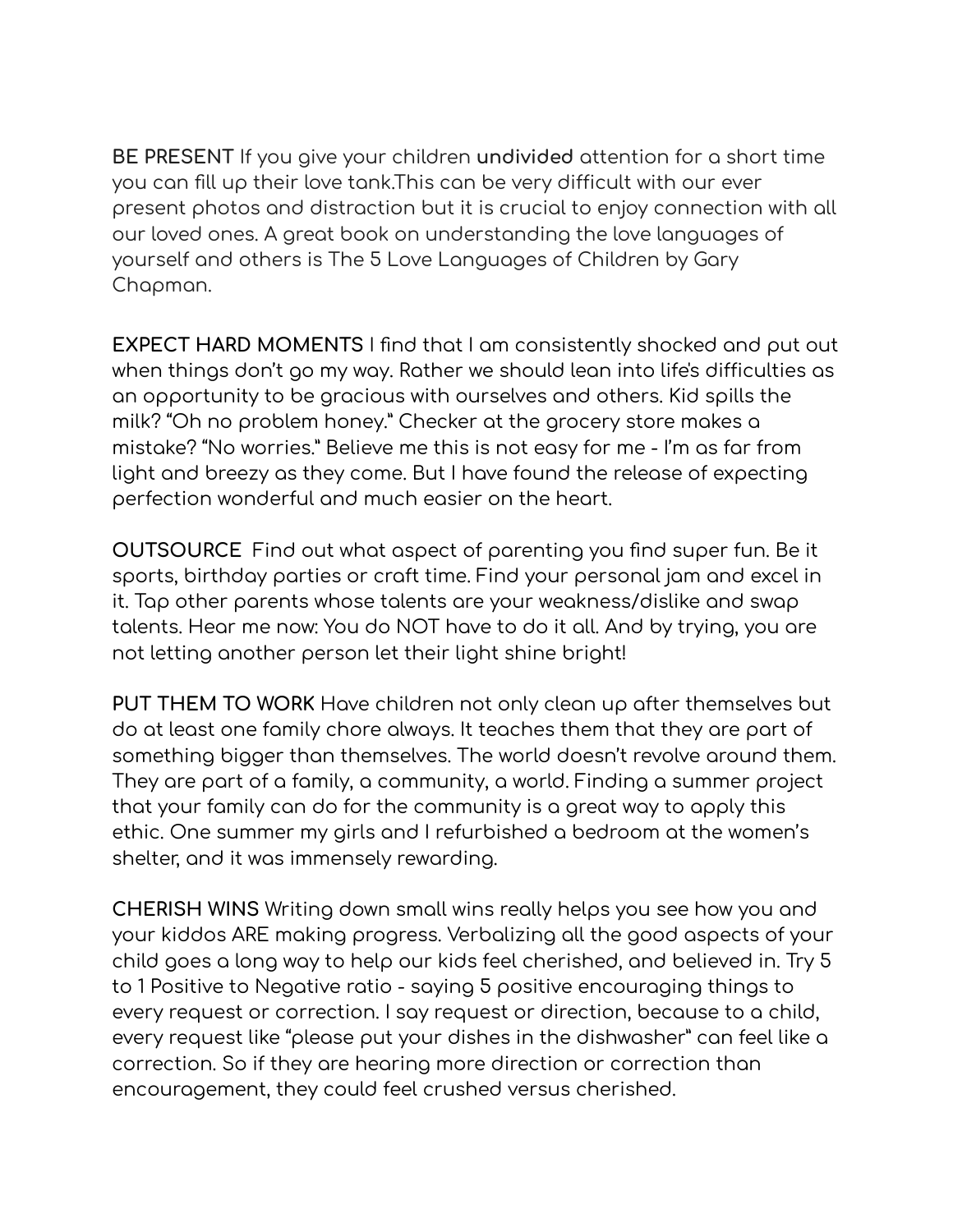**BE PRESENT** If you give your children **undivided** attention for a short time you can fill up their love tank.This can be very difficult with our ever present photos and distraction but it is crucial to enjoy connection with all our loved ones. A great book on understanding the love languages of yourself and others is The 5 Love Languages of Children by Gary Chapman.

**EXPECT HARD MOMENTS** I find that I am consistently shocked and put out when things don't go my way. Rather we should lean into life's difficulties as an opportunity to be gracious with ourselves and others. Kid spills the milk? "Oh no problem honey." Checker at the grocery store makes a mistake? "No worries." Believe me this is not easy for me - I'm as far from light and breezy as they come. But I have found the release of expecting perfection wonderful and much easier on the heart.

**OUTSOURCE** Find out what aspect of parenting you find super fun. Be it sports, birthday parties or craft time. Find your personal jam and excel in it. Tap other parents whose talents are your weakness/dislike and swap talents. Hear me now: You do NOT have to do it all. And by trying, you are not letting another person let their light shine bright!

**PUT THEM TO WORK** Have children not only clean up after themselves but do at least one family chore always. It teaches them that they are part of something bigger than themselves. The world doesn't revolve around them. They are part of a family, a community, a world. Finding a summer project that your family can do for the community is a great way to apply this ethic. One summer my girls and I refurbished a bedroom at the women's shelter, and it was immensely rewarding.

**CHERISH WINS** Writing down small wins really helps you see how you and your kiddos ARE making progress. Verbalizing all the good aspects of your child goes a long way to help our kids feel cherished, and believed in. Try 5 to 1 Positive to Negative ratio - saying 5 positive encouraging things to every request or correction. I say request or direction, because to a child, every request like "please put your dishes in the dishwasher" can feel like a correction. So if they are hearing more direction or correction than encouragement, they could feel crushed versus cherished.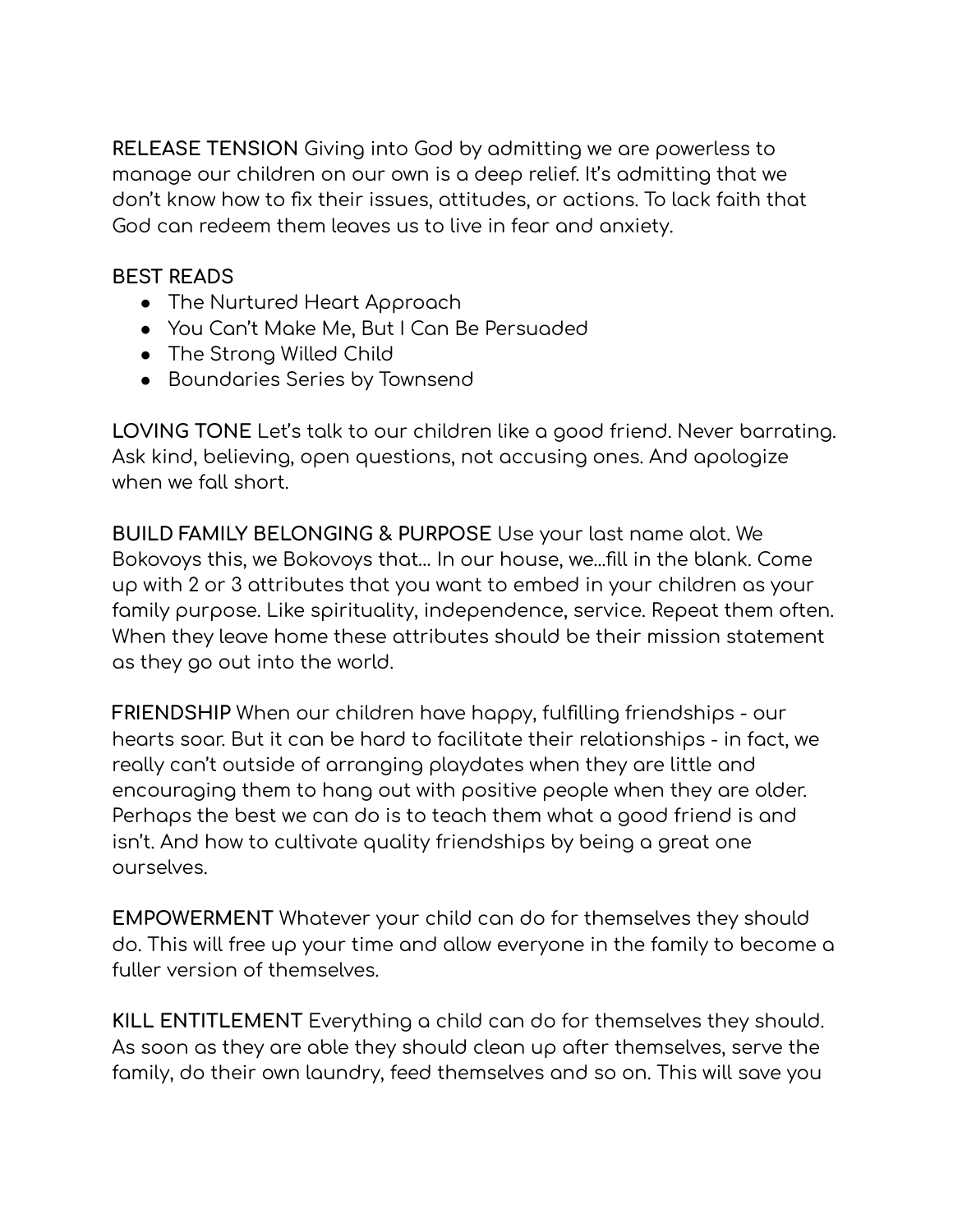**RELEASE TENSION** Giving into God by admitting we are powerless to manage our children on our own is a deep relief. It's admitting that we don't know how to fix their issues, attitudes, or actions. To lack faith that God can redeem them leaves us to live in fear and anxiety.

**BEST READS**

- The Nurtured Heart Approach
- You Can't Make Me, But I Can Be Persuaded
- The Strong Willed Child
- Boundaries Series by Townsend

**LOVING TONE** Let's talk to our children like a good friend. Never barrating. Ask kind, believing, open questions, not accusing ones. And apologize when we fall short.

**BUILD FAMILY BELONGING & PURPOSE** Use your last name alot. We Bokovoys this, we Bokovoys that… In our house, we…fill in the blank. Come up with 2 or 3 attributes that you want to embed in your children as your family purpose. Like spirituality, independence, service. Repeat them often. When they leave home these attributes should be their mission statement as they go out into the world.

**FRIENDSHIP** When our children have happy, fulfilling friendships - our hearts soar. But it can be hard to facilitate their relationships - in fact, we really can't outside of arranging playdates when they are little and encouraging them to hang out with positive people when they are older. Perhaps the best we can do is to teach them what a good friend is and isn't. And how to cultivate quality friendships by being a great one ourselves.

**EMPOWERMENT** Whatever your child can do for themselves they should do. This will free up your time and allow everyone in the family to become a fuller version of themselves.

**KILL ENTITLEMENT** Everything a child can do for themselves they should. As soon as they are able they should clean up after themselves, serve the family, do their own laundry, feed themselves and so on. This will save you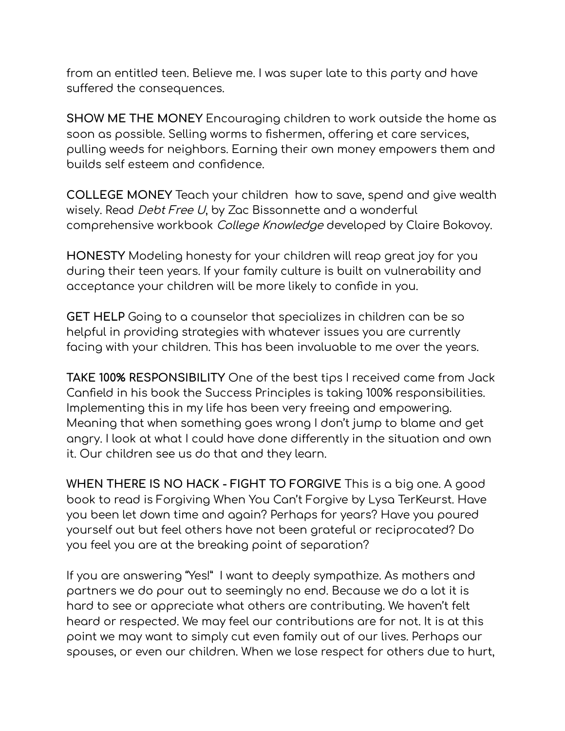from an entitled teen. Believe me. I was super late to this party and have suffered the consequences.

**SHOW ME THE MONEY** Encouraging children to work outside the home as soon as possible. Selling worms to fishermen, offering et care services, pulling weeds for neighbors. Earning their own money empowers them and builds self esteem and confidence.

**COLLEGE MONEY** Teach your children how to save, spend and give wealth wisely. Read *Debt Free U*, by Zac Bissonnette and a wonderful comprehensive workbook *College Knowledge* developed by Claire Bokovoy.

**HONESTY** Modeling honesty for your children will reap great joy for you during their teen years. If your family culture is built on vulnerability and acceptance your children will be more likely to confide in you.

**GET HELP** Going to a counselor that specializes in children can be so helpful in providing strategies with whatever issues you are currently facing with your children. This has been invaluable to me over the years.

**TAKE 100% RESPONSIBILITY** One of the best tips I received came from Jack Canfield in his book the Success Principles is taking 100% responsibilities. Implementing this in my life has been very freeing and empowering. Meaning that when something goes wrong I don't jump to blame and get angry. I look at what I could have done differently in the situation and own it. Our children see us do that and they learn.

**WHEN THERE IS NO HACK - FIGHT TO FORGIVE** This is a big one. A good book to read is Forgiving When You Can't Forgive by Lysa TerKeurst. Have you been let down time and again? Perhaps for years? Have you poured yourself out but feel others have not been grateful or reciprocated? Do you feel you are at the breaking point of separation?

If you are answering "Yes!" I want to deeply sympathize. As mothers and partners we do pour out to seemingly no end. Because we do a lot it is hard to see or appreciate what others are contributing. We haven't felt heard or respected. We may feel our contributions are for not. It is at this point we may want to simply cut even family out of our lives. Perhaps our spouses, or even our children. When we lose respect for others due to hurt,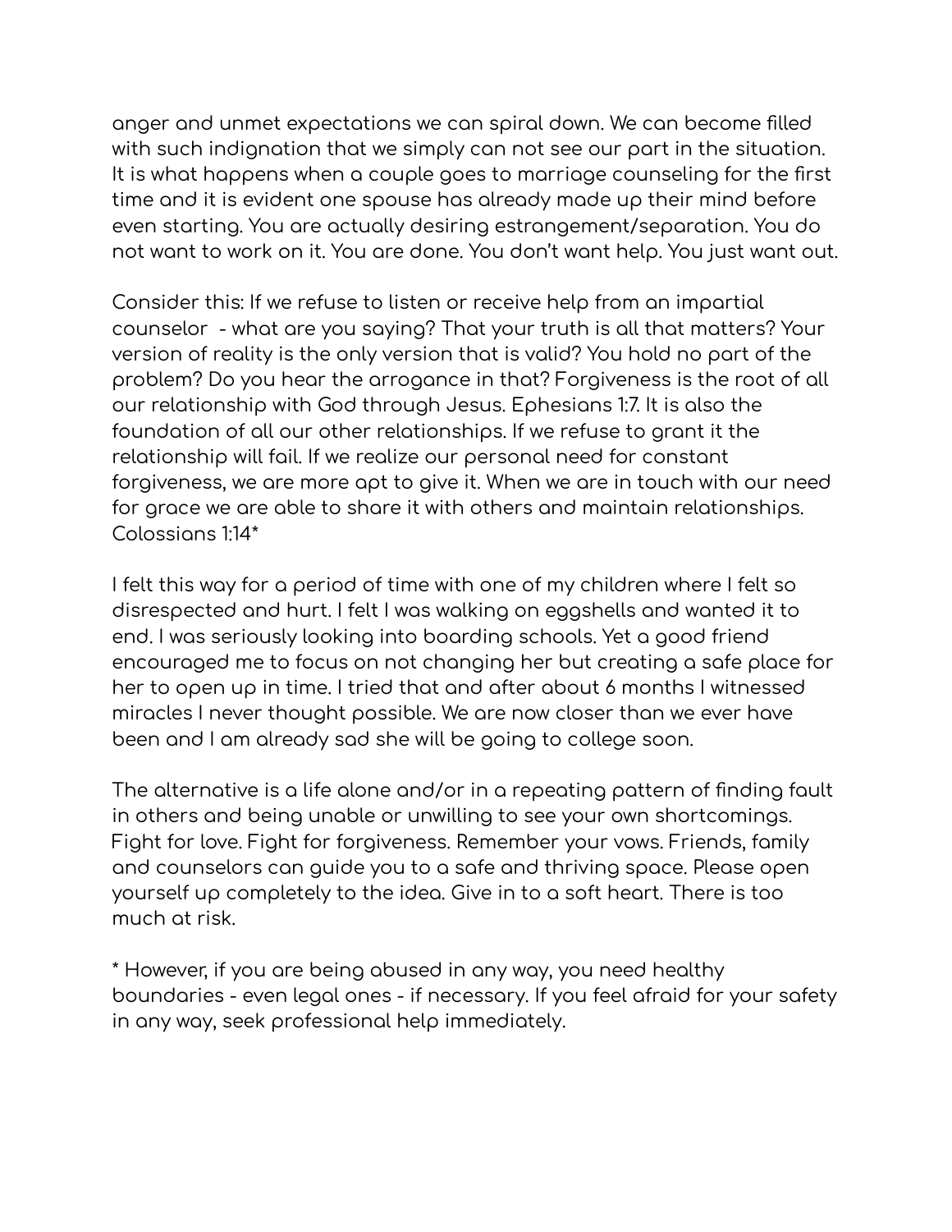anger and unmet expectations we can spiral down. We can become filled with such indignation that we simply can not see our part in the situation. It is what happens when a couple goes to marriage counseling for the first time and it is evident one spouse has already made up their mind before even starting. You are actually desiring estrangement/separation. You do not want to work on it. You are done. You don't want help. You just want out.

Consider this: If we refuse to listen or receive help from an impartial counselor - what are you saying? That your truth is all that matters? Your version of reality is the only version that is valid? You hold no part of the problem? Do you hear the arrogance in that? Forgiveness is the root of all our relationship with God through Jesus. Ephesians 1:7. It is also the foundation of all our other relationships. If we refuse to grant it the relationship will fail. If we realize our personal need for constant forgiveness, we are more apt to give it. When we are in touch with our need for grace we are able to share it with others and maintain relationships. Colossians 1:14*

I felt this way for a period of time with one of my children where I felt so disrespected and hurt. I felt I was walking on eggshells and wanted it to end. I was seriously looking into boarding schools. Yet a good friend encouraged me to focus on not changing her but creating a safe place for her to open up in time. I tried that and after about 6 months I witnessed miracles I never thought possible. We are now closer than we ever have been and I am already sad she will be going to college soon.

The alternative is a life alone and/or in a repeating pattern of finding fault in others and being unable or unwilling to see your own shortcomings. Fight for love. Fight for forgiveness. Remember your vows. Friends, family and counselors can guide you to a safe and thriving space. Please open yourself up completely to the idea. Give in to a soft heart. There is too much at risk.

* However, if you are being abused in any way, you need healthy boundaries - even legal ones - if necessary. If you feel afraid for your safety in any way, seek professional help immediately.